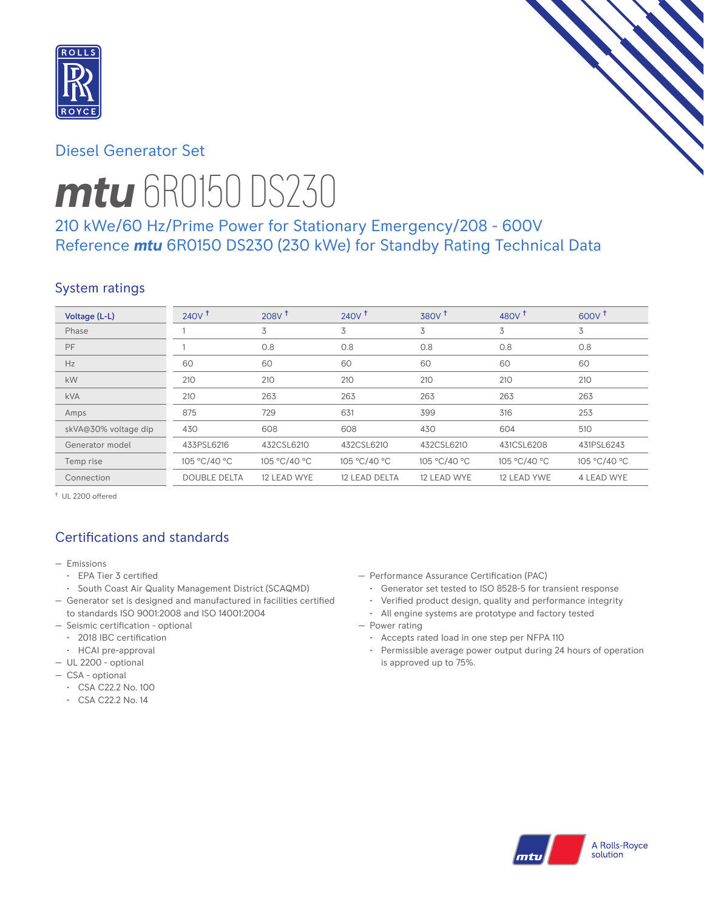## Diesel Generator Set

# *mtu* 6R0150 DS230

### 210 kWe/60 Hz/Prime Power for Stationary Emergency/208 - 600V
### Reference *mtu* 6R0150 DS230 (230 kWe) for Standby Rating Technical Data

## System ratings

| Voltage (L-L) | 240V † | 208V † | 240V † | 380V † | 480V † | 600V † |
|---|---|---|---|---|---|---|
| Phase | 1 | 3 | 3 | 3 | 3 | 3 |
| PF | 1 | 0.8 | 0.8 | 0.8 | 0.8 | 0.8 |
| Hz | 60 | 60 | 60 | 60 | 60 | 60 |
| kW | 210 | 210 | 210 | 210 | 210 | 210 |
| kVA | 210 | 263 | 263 | 263 | 263 | 263 |
| Amps | 875 | 729 | 631 | 399 | 316 | 253 |
| skVA@30% voltage dip | 430 | 608 | 608 | 430 | 604 | 510 |
| Generator model | 433PSL6216 | 432CSL6210 | 432CSL6210 | 432CSL6210 | 431CSL6208 | 431PSL6243 |
| Temp rise | 105 °C/40 °C | 105 °C/40 °C | 105 °C/40 °C | 105 °C/40 °C | 105 °C/40 °C | 105 °C/40 °C |
| Connection | DOUBLE DELTA | 12 LEAD WYE | 12 LEAD DELTA | 12 LEAD WYE | 12 LEAD YWE | 4 LEAD WYE |

† UL 2200 offered

## Certifications and standards

- Emissions
  - EPA Tier 3 certified
  - South Coast Air Quality Management District (SCAQMD)
- Generator set is designed and manufactured in facilities certified to standards ISO 9001:2008 and ISO 14001:2004
- Seismic certification - optional
  - 2018 IBC certification
  - HCAI pre-approval
- UL 2200 - optional
- CSA - optional
  - CSA C22.2 No. 100
  - CSA C22.2 No. 14
- Performance Assurance Certification (PAC)
  - Generator set tested to ISO 8528-5 for transient response
  - Verified product design, quality and performance integrity
  - All engine systems are prototype and factory tested
- Power rating
  - Accepts rated load in one step per NFPA 110
  - Permissible average power output during 24 hours of operation is approved up to 75%.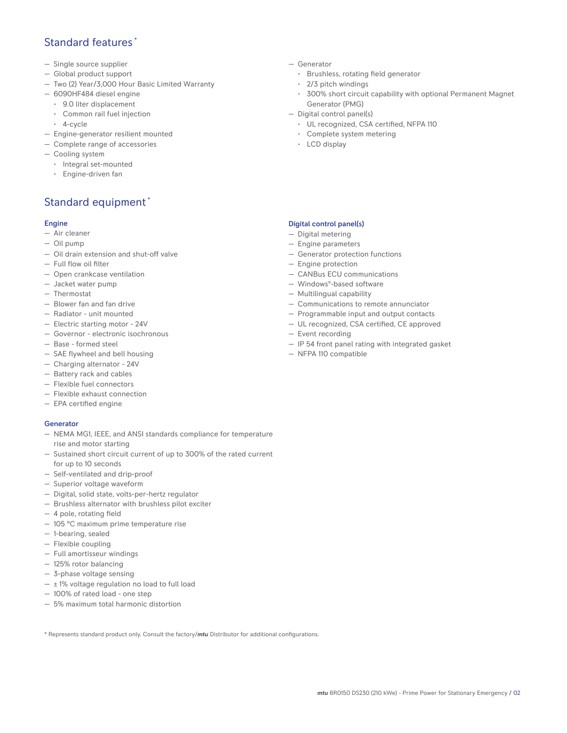## Standard features*

- Single source supplier
- Global product support
- Two (2) Year/3,000 Hour Basic Limited Warranty
- 6090HF484 diesel engine
  - 9.0 liter displacement
  - Common rail fuel injection
  - 4-cycle
- Engine-generator resilient mounted
- Complete range of accessories
- Cooling system
  - Integral set-mounted
  - Engine-driven fan
- Generator
  - Brushless, rotating field generator
  - 2/3 pitch windings
  - 300% short circuit capability with optional Permanent Magnet Generator (PMG)
- Digital control panel(s)
  - UL recognized, CSA certified, NFPA 110
  - Complete system metering
  - LCD display

## Standard equipment*

### Engine

- Air cleaner
- Oil pump
- Oil drain extension and shut-off valve
- Full flow oil filter
- Open crankcase ventilation
- Jacket water pump
- Thermostat
- Blower fan and fan drive
- Radiator - unit mounted
- Electric starting motor - 24V
- Governor - electronic isochronous
- Base - formed steel
- SAE flywheel and bell housing
- Charging alternator - 24V
- Battery rack and cables
- Flexible fuel connectors
- Flexible exhaust connection
- EPA certified engine

### Generator

- NEMA MG1, IEEE, and ANSI standards compliance for temperature rise and motor starting
- Sustained short circuit current of up to 300% of the rated current for up to 10 seconds
- Self-ventilated and drip-proof
- Superior voltage waveform
- Digital, solid state, volts-per-hertz regulator
- Brushless alternator with brushless pilot exciter
- 4 pole, rotating field
- 105 °C maximum prime temperature rise
- 1-bearing, sealed
- Flexible coupling
- Full amortisseur windings
- 125% rotor balancing
- 3-phase voltage sensing
- ± 1% voltage regulation no load to full load
- 100% of rated load - one step
- 5% maximum total harmonic distortion

### Digital control panel(s)

- Digital metering
- Engine parameters
- Generator protection functions
- Engine protection
- CANBus ECU communications
- Windows®-based software
- Multilingual capability
- Communications to remote annunciator
- Programmable input and output contacts
- UL recognized, CSA certified, CE approved
- Event recording
- IP 54 front panel rating with integrated gasket
- NFPA 110 compatible

* Represents standard product only. Consult the factory/***mtu*** Distributor for additional configurations.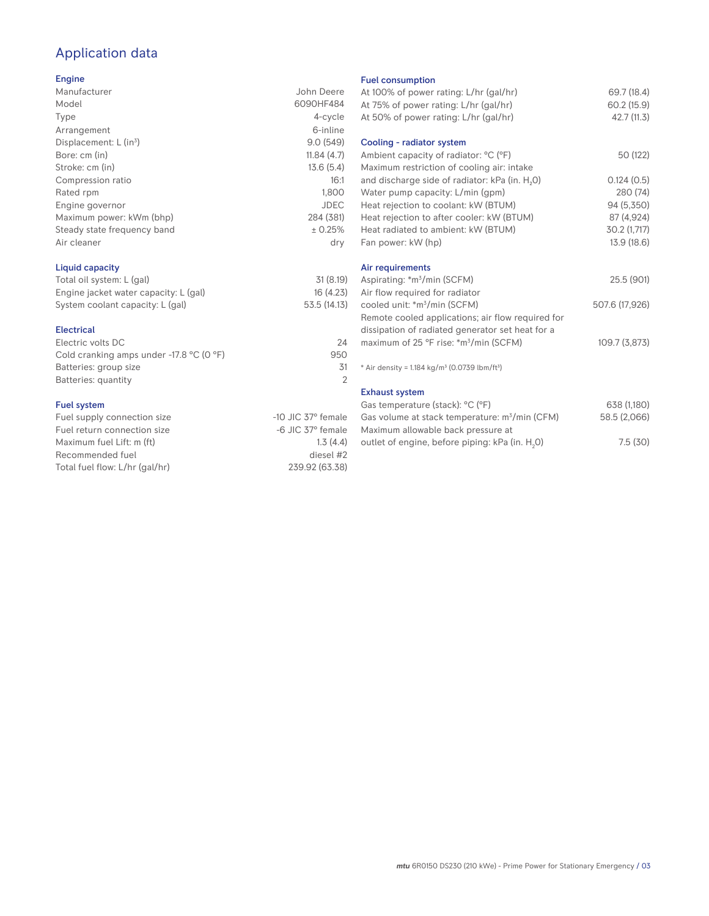# Application data

## Engine

| | |
|---|---|
| Manufacturer | John Deere |
| Model | 6090HF484 |
| Type | 4-cycle |
| Arrangement | 6-inline |
| Displacement: L ($in^3$) | 9.0 (549) |
| Bore: cm (in) | 11.84 (4.7) |
| Stroke: cm (in) | 13.6 (5.4) |
| Compression ratio | 16:1 |
| Rated rpm | 1,800 |
| Engine governor | JDEC |
| Maximum power: kWm (bhp) | 284 (381) |
| Steady state frequency band | ± 0.25% |
| Air cleaner | dry |

## Liquid capacity

| | |
|---|---|
| Total oil system: L (gal) | 31 (8.19) |
| Engine jacket water capacity: L (gal) | 16 (4.23) |
| System coolant capacity: L (gal) | 53.5 (14.13) |

## Electrical

| | |
|---|---|
| Electric volts DC | 24 |
| Cold cranking amps under -17.8 °C (0 °F) | 950 |
| Batteries: group size | 31 |
| Batteries: quantity | 2 |

## Fuel system

| | |
|---|---|
| Fuel supply connection size | -10 JIC 37° female |
| Fuel return connection size | -6 JIC 37° female |
| Maximum fuel Lift: m (ft) | 1.3 (4.4) |
| Recommended fuel | diesel #2 |
| Total fuel flow: L/hr (gal/hr) | 239.92 (63.38) |

## Fuel consumption

| | |
|---|---|
| At 100% of power rating: L/hr (gal/hr) | 69.7 (18.4) |
| At 75% of power rating: L/hr (gal/hr) | 60.2 (15.9) |
| At 50% of power rating: L/hr (gal/hr) | 42.7 (11.3) |

## Cooling - radiator system

| | |
|---|---|
| Ambient capacity of radiator: °C (°F) | 50 (122) |
| Maximum restriction of cooling air: intake and discharge side of radiator: kPa (in. $H_2O$) | 0.124 (0.5) |
| Water pump capacity: L/min (gpm) | 280 (74) |
| Heat rejection to coolant: kW (BTUM) | 94 (5,350) |
| Heat rejection to after cooler: kW (BTUM) | 87 (4,924) |
| Heat radiated to ambient: kW (BTUM) | 30.2 (1,717) |
| Fan power: kW (hp) | 13.9 (18.6) |

## Air requirements

| | |
|---|---|
| Aspirating: *$m^3$/min (SCFM) | 25.5 (901) |
| Air flow required for radiator cooled unit: *$m^3$/min (SCFM) | 507.6 (17,926) |
| Remote cooled applications; air flow required for dissipation of radiated generator set heat for a maximum of 25 °F rise: *$m^3$/min (SCFM) | 109.7 (3,873) |

\* Air density = 1.184 kg/$m^3$ (0.0739 lbm/$ft^3$)

## Exhaust system

| | |
|---|---|
| Gas temperature (stack): °C (°F) | 638 (1,180) |
| Gas volume at stack temperature: $m^3$/min (CFM) | 58.5 (2,066) |
| Maximum allowable back pressure at outlet of engine, before piping: kPa (in. $H_2O$) | 7.5 (30) |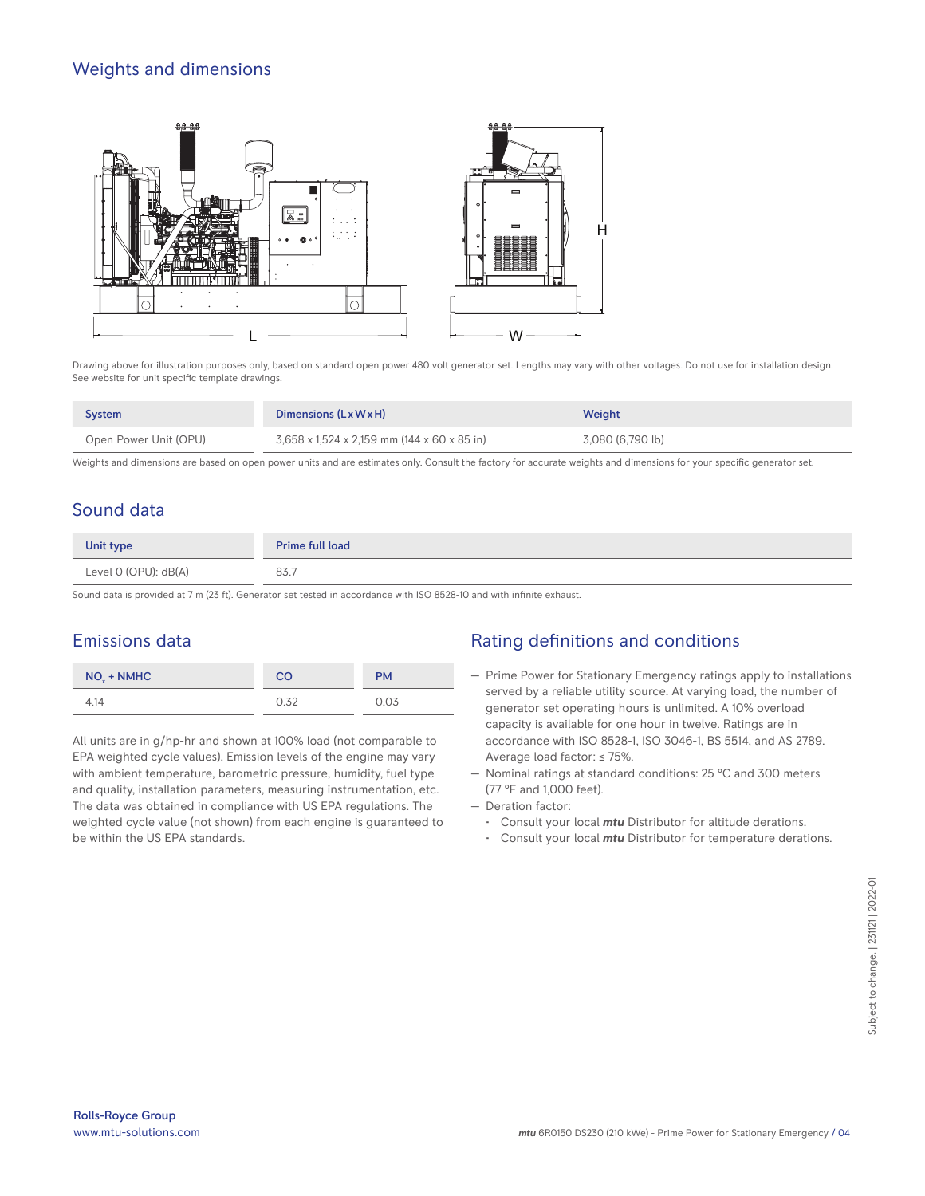## Weights and dimensions

L

W

H

Drawing above for illustration purposes only, based on standard open power 480 volt generator set. Lengths may vary with other voltages. Do not use for installation design. See website for unit specific template drawings.

| System | Dimensions (L x W x H) | Weight |
|---|---|---|
| Open Power Unit (OPU) | 3,658 x 1,524 x 2,159 mm (144 x 60 x 85 in) | 3,080 (6,790 lb) |

Weights and dimensions are based on open power units and are estimates only. Consult the factory for accurate weights and dimensions for your specific generator set.

## Sound data

| Unit type | Prime full load |
|---|---|
| Level 0 (OPU): dB(A) | 83.7 |

Sound data is provided at 7 m (23 ft). Generator set tested in accordance with ISO 8528-10 and with infinite exhaust.

## Emissions data

| $NO_x$ + NMHC | CO | PM |
|---|---|---|
| 4.14 | 0.32 | 0.03 |

All units are in g/hp-hr and shown at 100% load (not comparable to EPA weighted cycle values). Emission levels of the engine may vary with ambient temperature, barometric pressure, humidity, fuel type and quality, installation parameters, measuring instrumentation, etc. The data was obtained in compliance with US EPA regulations. The weighted cycle value (not shown) from each engine is guaranteed to be within the US EPA standards.

## Rating definitions and conditions

- Prime Power for Stationary Emergency ratings apply to installations served by a reliable utility source. At varying load, the number of generator set operating hours is unlimited. A 10% overload capacity is available for one hour in twelve. Ratings are in accordance with ISO 8528-1, ISO 3046-1, BS 5514, and AS 2789. Average load factor: ≤ 75%.
- Nominal ratings at standard conditions: 25 °C and 300 meters (77 °F and 1,000 feet).
- Deration factor:
  - Consult your local ***mtu*** Distributor for altitude derations.
  - Consult your local ***mtu*** Distributor for temperature derations.

Subject to change. | 231121 | 2022-01

Rolls-Royce Group
www.mtu-solutions.com